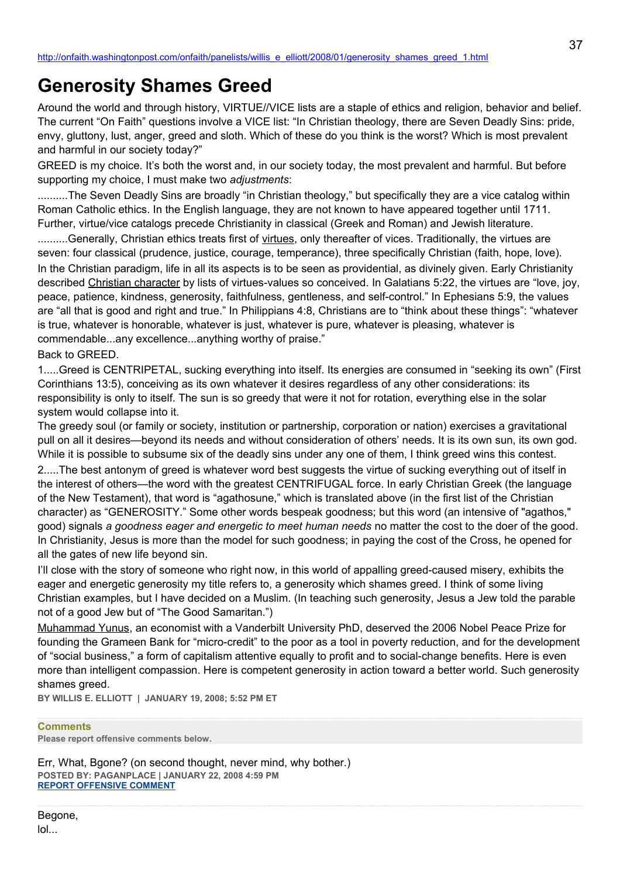http://onfaith.washingtonpost.com/onfaith/panelists/willis_e_elliott/2008/01/generosity_shames_greed_1.html

# Generosity Shames Greed

Around the world and through history, VIRTUE//VICE lists are a staple of ethics and religion, behavior and belief. The current "On Faith" questions involve a VICE list: "In Christian theology, there are Seven Deadly Sins: pride, envy, gluttony, lust, anger, greed and sloth. Which of these do you think is the worst? Which is most prevalent and harmful in our society today?"

GREED is my choice. It's both the worst and, in our society today, the most prevalent and harmful. But before supporting my choice, I must make two *adjustments*:

..........The Seven Deadly Sins are broadly "in Christian theology," but specifically they are a vice catalog within Roman Catholic ethics. In the English language, they are not known to have appeared together until 1711. Further, virtue/vice catalogs precede Christianity in classical (Greek and Roman) and Jewish literature.

..........Generally, Christian ethics treats first of virtues, only thereafter of vices. Traditionally, the virtues are seven: four classical (prudence, justice, courage, temperance), three specifically Christian (faith, hope, love).

In the Christian paradigm, life in all its aspects is to be seen as providential, as divinely given. Early Christianity described Christian character by lists of virtues-values so conceived. In Galatians 5:22, the virtues are "love, joy, peace, patience, kindness, generosity, faithfulness, gentleness, and self-control." In Ephesians 5:9, the values are "all that is good and right and true." In Philippians 4:8, Christians are to "think about these things": "whatever is true, whatever is honorable, whatever is just, whatever is pure, whatever is pleasing, whatever is commendable...any excellence...anything worthy of praise."

Back to GREED.

1.....Greed is CENTRIPETAL, sucking everything into itself. Its energies are consumed in "seeking its own" (First Corinthians 13:5), conceiving as its own whatever it desires regardless of any other considerations: its responsibility is only to itself. The sun is so greedy that were it not for rotation, everything else in the solar system would collapse into it.

The greedy soul (or family or society, institution or partnership, corporation or nation) exercises a gravitational pull on all it desires—beyond its needs and without consideration of others' needs. It is its own sun, its own god. While it is possible to subsume six of the deadly sins under any one of them, I think greed wins this contest.

2.....The best antonym of greed is whatever word best suggests the virtue of sucking everything out of itself in the interest of others—the word with the greatest CENTRIFUGAL force. In early Christian Greek (the language of the New Testament), that word is "agathosune," which is translated above (in the first list of the Christian character) as "GENEROSITY." Some other words bespeak goodness; but this word (an intensive of "agathos," good) signals *a goodness eager and energetic to meet human needs* no matter the cost to the doer of the good. In Christianity, Jesus is more than the model for such goodness; in paying the cost of the Cross, he opened for all the gates of new life beyond sin.

I'll close with the story of someone who right now, in this world of appalling greed-caused misery, exhibits the eager and energetic generosity my title refers to, a generosity which shames greed. I think of some living Christian examples, but I have decided on a Muslim. (In teaching such generosity, Jesus a Jew told the parable not of a good Jew but of "The Good Samaritan.")

Muhammad Yunus, an economist with a Vanderbilt University PhD, deserved the 2006 Nobel Peace Prize for founding the Grameen Bank for "micro-credit" to the poor as a tool in poverty reduction, and for the development of "social business," a form of capitalism attentive equally to profit and to social-change benefits. Here is even more than intelligent compassion. Here is competent generosity in action toward a better world. Such generosity shames greed.

**BY WILLIS E. ELLIOTT | JANUARY 19, 2008; 5:52 PM ET**

**Comments**

**Please report offensive comments below.**

Err, What, Bgone? (on second thought, never mind, why bother.)

**POSTED BY: PAGANPLACE | JANUARY 22, 2008 4:59 PM**

**REPORT OFFENSIVE COMMENT**

Begone,

lol...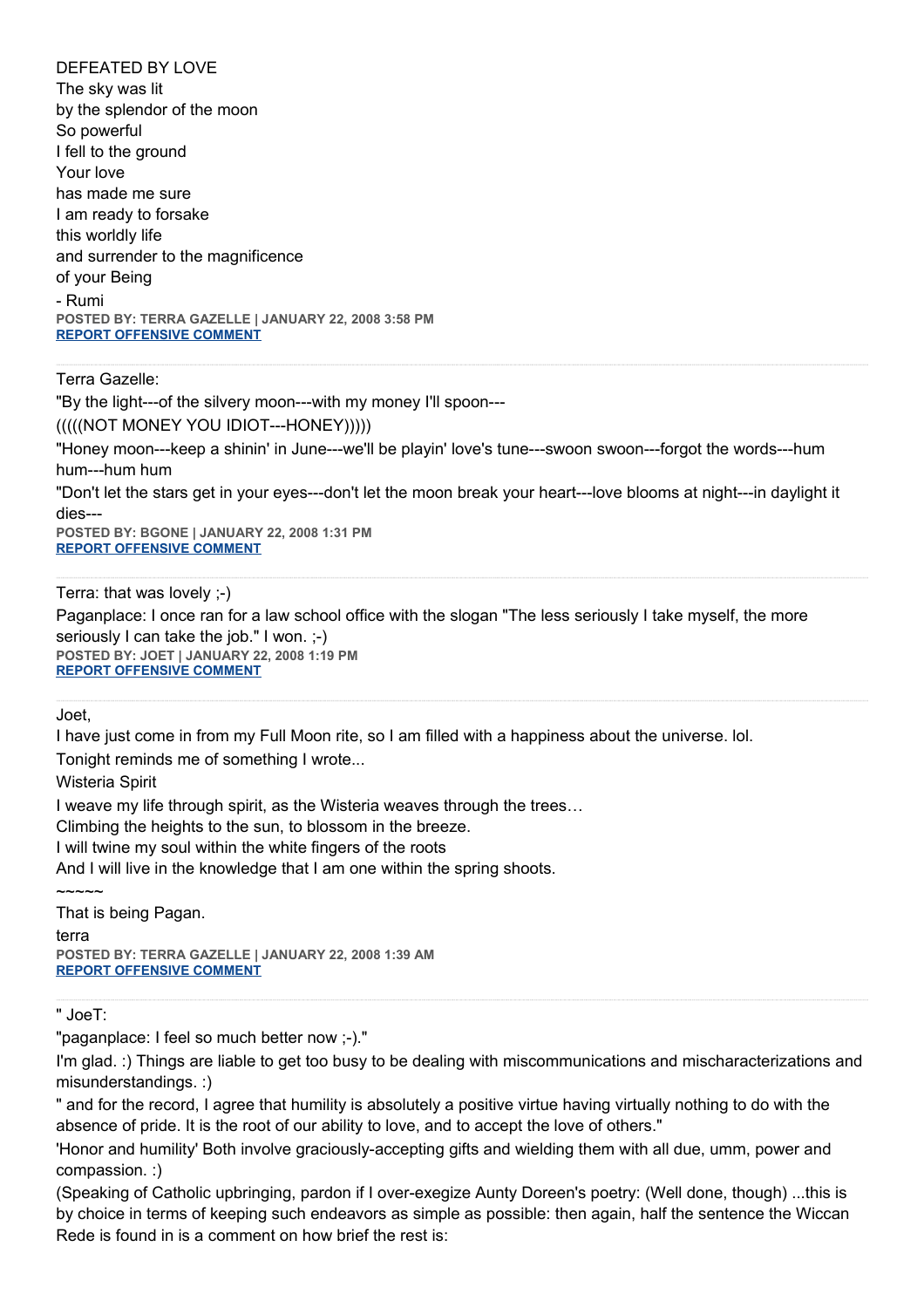DEFEATED BY LOVE
The sky was lit
by the splendor of the moon
So powerful
I fell to the ground
Your love
has made me sure
I am ready to forsake
this worldly life
and surrender to the magnificence
of your Being

- Rumi

**POSTED BY: TERRA GAZELLE | JANUARY 22, 2008 3:58 PM**
**REPORT OFFENSIVE COMMENT**

---

Terra Gazelle:

"By the light---of the silvery moon---with my money I'll spoon---

(((((NOT MONEY YOU IDIOT---HONEY)))))

"Honey moon---keep a shinin' in June---we'll be playin' love's tune---swoon swoon---forgot the words---hum hum---hum hum

"Don't let the stars get in your eyes---don't let the moon break your heart---love blooms at night---in daylight it dies---

**POSTED BY: BGONE | JANUARY 22, 2008 1:31 PM**
**REPORT OFFENSIVE COMMENT**

---

Terra: that was lovely ;-)

Paganplace: I once ran for a law school office with the slogan "The less seriously I take myself, the more seriously I can take the job." I won. ;-)

**POSTED BY: JOET | JANUARY 22, 2008 1:19 PM**
**REPORT OFFENSIVE COMMENT**

---

Joet,

I have just come in from my Full Moon rite, so I am filled with a happiness about the universe. lol.

Tonight reminds me of something I wrote...

Wisteria Spirit

I weave my life through spirit, as the Wisteria weaves through the trees…
Climbing the heights to the sun, to blossom in the breeze.
I will twine my soul within the white fingers of the roots
And I will live in the knowledge that I am one within the spring shoots.

~~~~~

That is being Pagan.

terra

**POSTED BY: TERRA GAZELLE | JANUARY 22, 2008 1:39 AM**
**REPORT OFFENSIVE COMMENT**

---

" JoeT:

"paganplace: I feel so much better now ;-)."

I'm glad. :) Things are liable to get too busy to be dealing with miscommunications and mischaracterizations and misunderstandings. :)

" and for the record, I agree that humility is absolutely a positive virtue having virtually nothing to do with the absence of pride. It is the root of our ability to love, and to accept the love of others."

'Honor and humility' Both involve graciously-accepting gifts and wielding them with all due, umm, power and compassion. :)

(Speaking of Catholic upbringing, pardon if I over-exegize Aunty Doreen's poetry: (Well done, though) ...this is by choice in terms of keeping such endeavors as simple as possible: then again, half the sentence the Wiccan Rede is found in is a comment on how brief the rest is: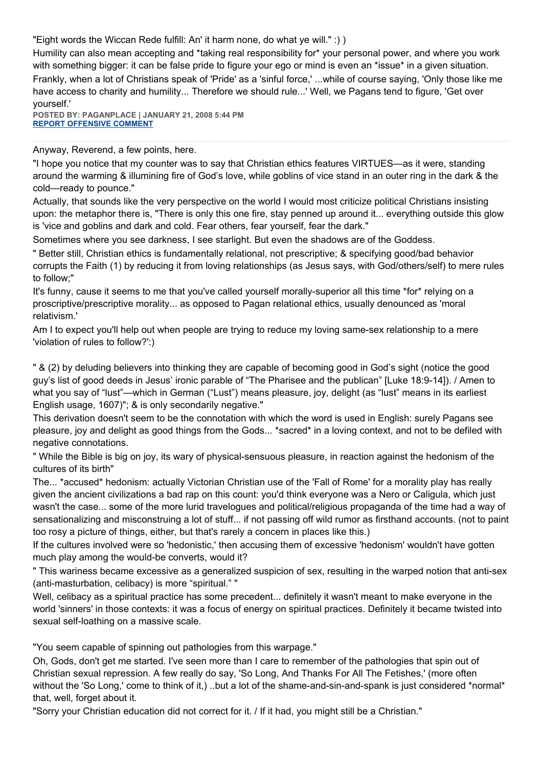"Eight words the Wiccan Rede fulfill: An' it harm none, do what ye will." :) )

Humility can also mean accepting and *taking real responsibility for* your personal power, and where you work with something bigger: it can be false pride to figure your ego or mind is even an *issue* in a given situation.

Frankly, when a lot of Christians speak of 'Pride' as a 'sinful force,' ...while of course saying, 'Only those like me have access to charity and humility... Therefore we should rule...' Well, we Pagans tend to figure, 'Get over yourself.'

**POSTED BY: PAGANPLACE | JANUARY 21, 2008 5:44 PM**
**REPORT OFFENSIVE COMMENT**

---

Anyway, Reverend, a few points, here.

"I hope you notice that my counter was to say that Christian ethics features VIRTUES—as it were, standing around the warming & illumining fire of God's love, while goblins of vice stand in an outer ring in the dark & the cold—ready to pounce."

Actually, that sounds like the very perspective on the world I would most criticize political Christians insisting upon: the metaphor there is, "There is only this one fire, stay penned up around it... everything outside this glow is 'vice and goblins and dark and cold. Fear others, fear yourself, fear the dark."

Sometimes where you see darkness, I see starlight. But even the shadows are of the Goddess.

" Better still, Christian ethics is fundamentally relational, not prescriptive; & specifying good/bad behavior corrupts the Faith (1) by reducing it from loving relationships (as Jesus says, with God/others/self) to mere rules to follow;"

It's funny, cause it seems to me that you've called yourself morally-superior all this time *for* relying on a proscriptive/prescriptive morality... as opposed to Pagan relational ethics, usually denounced as 'moral relativism.'

Am I to expect you'll help out when people are trying to reduce my loving same-sex relationship to a mere 'violation of rules to follow?':)

" & (2) by deluding believers into thinking they are capable of becoming good in God's sight (notice the good guy's list of good deeds in Jesus' ironic parable of "The Pharisee and the publican" [Luke 18:9-14]). / Amen to what you say of "lust"—which in German ("Lust") means pleasure, joy, delight (as "lust" means in its earliest English usage, 1607)"; & is only secondarily negative."

This derivation doesn't seem to be the connotation with which the word is used in English: surely Pagans see pleasure, joy and delight as good things from the Gods... *sacred* in a loving context, and not to be defiled with negative connotations.

" While the Bible is big on joy, its wary of physical-sensuous pleasure, in reaction against the hedonism of the cultures of its birth"

The... *accused* hedonism: actually Victorian Christian use of the 'Fall of Rome' for a morality play has really given the ancient civilizations a bad rap on this count: you'd think everyone was a Nero or Caligula, which just wasn't the case... some of the more lurid travelogues and political/religious propaganda of the time had a way of sensationalizing and misconstruing a lot of stuff... if not passing off wild rumor as firsthand accounts. (not to paint too rosy a picture of things, either, but that's rarely a concern in places like this.)

If the cultures involved were so 'hedonistic,' then accusing them of excessive 'hedonism' wouldn't have gotten much play among the would-be converts, would it?

" This wariness became excessive as a generalized suspicion of sex, resulting in the warped notion that anti-sex (anti-masturbation, celibacy) is more "spiritual." "

Well, celibacy as a spiritual practice has some precedent... definitely it wasn't meant to make everyone in the world 'sinners' in those contexts: it was a focus of energy on spiritual practices. Definitely it became twisted into sexual self-loathing on a massive scale.

"You seem capable of spinning out pathologies from this warpage."

Oh, Gods, don't get me started. I've seen more than I care to remember of the pathologies that spin out of Christian sexual repression. A few really do say, 'So Long, And Thanks For All The Fetishes,' (more often without the 'So Long,' come to think of it,) ..but a lot of the shame-and-sin-and-spank is just considered *normal* that, well, forget about it.

"Sorry your Christian education did not correct for it. / If it had, you might still be a Christian."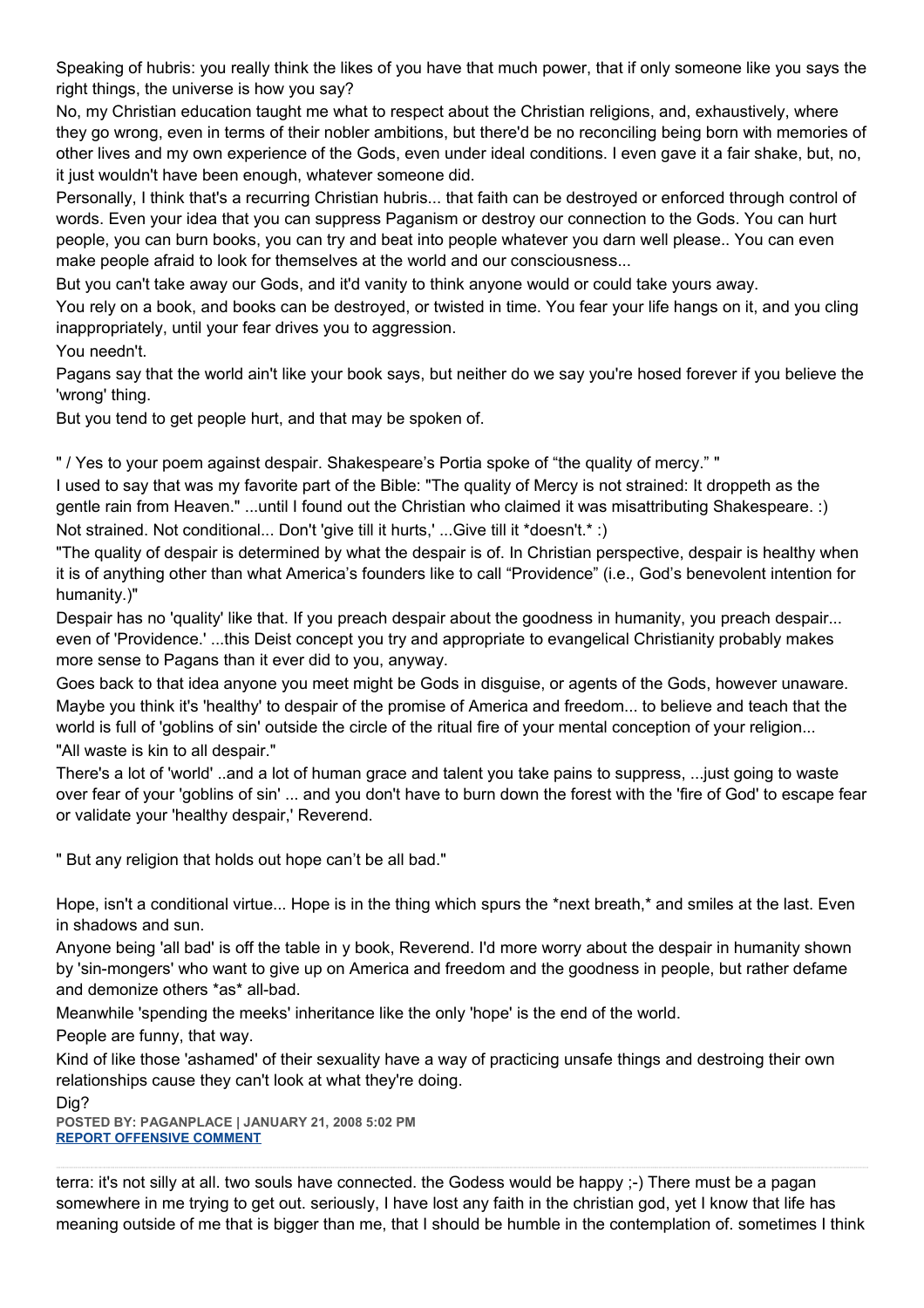Speaking of hubris: you really think the likes of you have that much power, that if only someone like you says the right things, the universe is how you say?

No, my Christian education taught me what to respect about the Christian religions, and, exhaustively, where they go wrong, even in terms of their nobler ambitions, but there'd be no reconciling being born with memories of other lives and my own experience of the Gods, even under ideal conditions. I even gave it a fair shake, but, no, it just wouldn't have been enough, whatever someone did.

Personally, I think that's a recurring Christian hubris... that faith can be destroyed or enforced through control of words. Even your idea that you can suppress Paganism or destroy our connection to the Gods. You can hurt people, you can burn books, you can try and beat into people whatever you darn well please.. You can even make people afraid to look for themselves at the world and our consciousness...

But you can't take away our Gods, and it'd vanity to think anyone would or could take yours away.

You rely on a book, and books can be destroyed, or twisted in time. You fear your life hangs on it, and you cling inappropriately, until your fear drives you to aggression.

You needn't.

Pagans say that the world ain't like your book says, but neither do we say you're hosed forever if you believe the 'wrong' thing.

But you tend to get people hurt, and that may be spoken of.

" / Yes to your poem against despair. Shakespeare's Portia spoke of "the quality of mercy." "

I used to say that was my favorite part of the Bible: "The quality of Mercy is not strained: It droppeth as the gentle rain from Heaven." ...until I found out the Christian who claimed it was misattributing Shakespeare. :)

Not strained. Not conditional... Don't 'give till it hurts,' ...Give till it *doesn't.* :)

"The quality of despair is determined by what the despair is of. In Christian perspective, despair is healthy when it is of anything other than what America's founders like to call "Providence" (i.e., God's benevolent intention for humanity.)"

Despair has no 'quality' like that. If you preach despair about the goodness in humanity, you preach despair... even of 'Providence.' ...this Deist concept you try and appropriate to evangelical Christianity probably makes more sense to Pagans than it ever did to you, anyway.

Goes back to that idea anyone you meet might be Gods in disguise, or agents of the Gods, however unaware. Maybe you think it's 'healthy' to despair of the promise of America and freedom... to believe and teach that the world is full of 'goblins of sin' outside the circle of the ritual fire of your mental conception of your religion...

"All waste is kin to all despair."

There's a lot of 'world' ..and a lot of human grace and talent you take pains to suppress, ...just going to waste over fear of your 'goblins of sin' ... and you don't have to burn down the forest with the 'fire of God' to escape fear or validate your 'healthy despair,' Reverend.

" But any religion that holds out hope can't be all bad."

Hope, isn't a conditional virtue... Hope is in the thing which spurs the *next breath,* and smiles at the last. Even in shadows and sun.

Anyone being 'all bad' is off the table in y book, Reverend. I'd more worry about the despair in humanity shown by 'sin-mongers' who want to give up on America and freedom and the goodness in people, but rather defame and demonize others *as* all-bad.

Meanwhile 'spending the meeks' inheritance like the only 'hope' is the end of the world.

People are funny, that way.

Kind of like those 'ashamed' of their sexuality have a way of practicing unsafe things and destroing their own relationships cause they can't look at what they're doing.

Dig?

**POSTED BY: PAGANPLACE | JANUARY 21, 2008 5:02 PM**
**REPORT OFFENSIVE COMMENT**

---

terra: it's not silly at all. two souls have connected. the Godess would be happy ;-) There must be a pagan somewhere in me trying to get out. seriously, I have lost any faith in the christian god, yet I know that life has meaning outside of me that is bigger than me, that I should be humble in the contemplation of. sometimes I think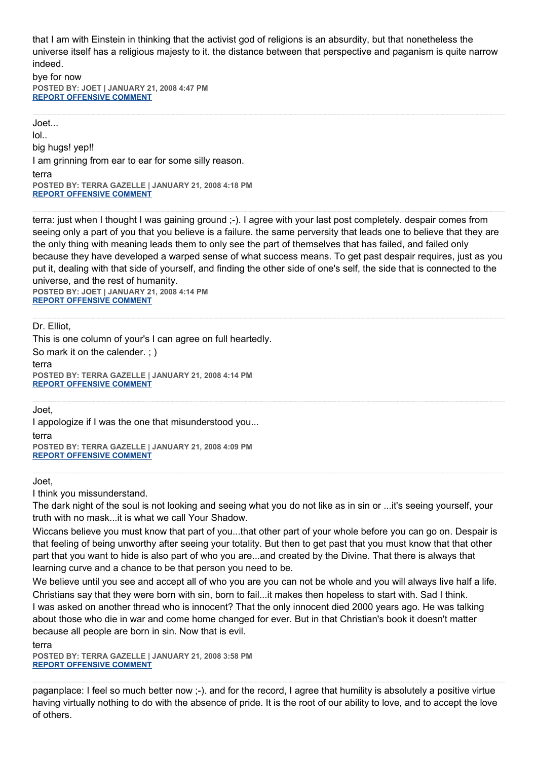that I am with Einstein in thinking that the activist god of religions is an absurdity, but that nonetheless the universe itself has a religious majesty to it. the distance between that perspective and paganism is quite narrow indeed.

bye for now

**POSTED BY: JOET | JANUARY 21, 2008 4:47 PM**
**REPORT OFFENSIVE COMMENT**

---

Joet...

lol..

big hugs! yep!!

I am grinning from ear to ear for some silly reason.

terra

**POSTED BY: TERRA GAZELLE | JANUARY 21, 2008 4:18 PM**
**REPORT OFFENSIVE COMMENT**

---

terra: just when I thought I was gaining ground ;-). I agree with your last post completely. despair comes from seeing only a part of you that you believe is a failure. the same perversity that leads one to believe that they are the only thing with meaning leads them to only see the part of themselves that has failed, and failed only because they have developed a warped sense of what success means. To get past despair requires, just as you put it, dealing with that side of yourself, and finding the other side of one's self, the side that is connected to the universe, and the rest of humanity.

**POSTED BY: JOET | JANUARY 21, 2008 4:14 PM**
**REPORT OFFENSIVE COMMENT**

---

Dr. Elliot,

This is one column of your's I can agree on full heartedly.

So mark it on the calender. ; )

terra

**POSTED BY: TERRA GAZELLE | JANUARY 21, 2008 4:14 PM**
**REPORT OFFENSIVE COMMENT**

---

Joet,

I appologize if I was the one that misunderstood you...

terra

**POSTED BY: TERRA GAZELLE | JANUARY 21, 2008 4:09 PM**
**REPORT OFFENSIVE COMMENT**

---

Joet,

I think you missunderstand.

The dark night of the soul is not looking and seeing what you do not like as in sin or ...it's seeing yourself, your truth with no mask...it is what we call Your Shadow.

Wiccans believe you must know that part of you...that other part of your whole before you can go on. Despair is that feeling of being unworthy after seeing your totality. But then to get past that you must know that that other part that you want to hide is also part of who you are...and created by the Divine. That there is always that learning curve and a chance to be that person you need to be.

We believe until you see and accept all of who you are you can not be whole and you will always live half a life.

Christians say that they were born with sin, born to fail...it makes then hopeless to start with. Sad I think.

I was asked on another thread who is innocent? That the only innocent died 2000 years ago. He was talking about those who die in war and come home changed for ever. But in that Christian's book it doesn't matter because all people are born in sin. Now that is evil.

terra

**POSTED BY: TERRA GAZELLE | JANUARY 21, 2008 3:58 PM**
**REPORT OFFENSIVE COMMENT**

---

paganplace: I feel so much better now ;-). and for the record, I agree that humility is absolutely a positive virtue having virtually nothing to do with the absence of pride. It is the root of our ability to love, and to accept the love of others.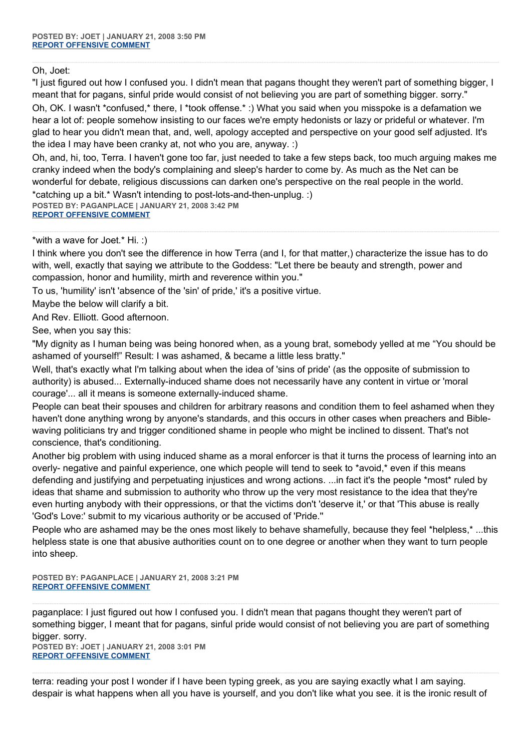**POSTED BY: JOET | JANUARY 21, 2008 3:50 PM**
**REPORT OFFENSIVE COMMENT**

Oh, Joet:

"I just figured out how I confused you. I didn't mean that pagans thought they weren't part of something bigger, I meant that for pagans, sinful pride would consist of not believing you are part of something bigger. sorry."

Oh, OK. I wasn't *confused,* there, I *took offense.* :) What you said when you misspoke is a defamation we hear a lot of: people somehow insisting to our faces we're empty hedonists or lazy or prideful or whatever. I'm glad to hear you didn't mean that, and, well, apology accepted and perspective on your good self adjusted. It's the idea I may have been cranky at, not who you are, anyway. :)

Oh, and, hi, too, Terra. I haven't gone too far, just needed to take a few steps back, too much arguing makes me cranky indeed when the body's complaining and sleep's harder to come by. As much as the Net can be wonderful for debate, religious discussions can darken one's perspective on the real people in the world.

*catching up a bit.* Wasn't intending to post-lots-and-then-unplug. :)

**POSTED BY: PAGANPLACE | JANUARY 21, 2008 3:42 PM**
**REPORT OFFENSIVE COMMENT**

*with a wave for Joet.* Hi. :)

I think where you don't see the difference in how Terra (and I, for that matter,) characterize the issue has to do with, well, exactly that saying we attribute to the Goddess: "Let there be beauty and strength, power and compassion, honor and humility, mirth and reverence within you."

To us, 'humility' isn't 'absence of the 'sin' of pride,' it's a positive virtue.

Maybe the below will clarify a bit.

And Rev. Elliott. Good afternoon.

See, when you say this:

"My dignity as I human being was being honored when, as a young brat, somebody yelled at me "You should be ashamed of yourself!" Result: I was ashamed, & became a little less bratty."

Well, that's exactly what I'm talking about when the idea of 'sins of pride' (as the opposite of submission to authority) is abused... Externally-induced shame does not necessarily have any content in virtue or 'moral courage'... all it means is someone externally-induced shame.

People can beat their spouses and children for arbitrary reasons and condition them to feel ashamed when they haven't done anything wrong by anyone's standards, and this occurs in other cases when preachers and Bible-waving politicians try and trigger conditioned shame in people who might be inclined to dissent. That's not conscience, that's conditioning.

Another big problem with using induced shame as a moral enforcer is that it turns the process of learning into an overly- negative and painful experience, one which people will tend to seek to *avoid,* even if this means defending and justifying and perpetuating injustices and wrong actions. ...in fact it's the people *most* ruled by ideas that shame and submission to authority who throw up the very most resistance to the idea that they're even hurting anybody with their oppressions, or that the victims don't 'deserve it,' or that 'This abuse is really 'God's Love:' submit to my vicarious authority or be accused of 'Pride.''

People who are ashamed may be the ones most likely to behave shamefully, because they feel *helpless,* ...this helpless state is one that abusive authorities count on to one degree or another when they want to turn people into sheep.

**POSTED BY: PAGANPLACE | JANUARY 21, 2008 3:21 PM**
**REPORT OFFENSIVE COMMENT**

paganplace: I just figured out how I confused you. I didn't mean that pagans thought they weren't part of something bigger, I meant that for pagans, sinful pride would consist of not believing you are part of something bigger. sorry.

**POSTED BY: JOET | JANUARY 21, 2008 3:01 PM**
**REPORT OFFENSIVE COMMENT**

terra: reading your post I wonder if I have been typing greek, as you are saying exactly what I am saying. despair is what happens when all you have is yourself, and you don't like what you see. it is the ironic result of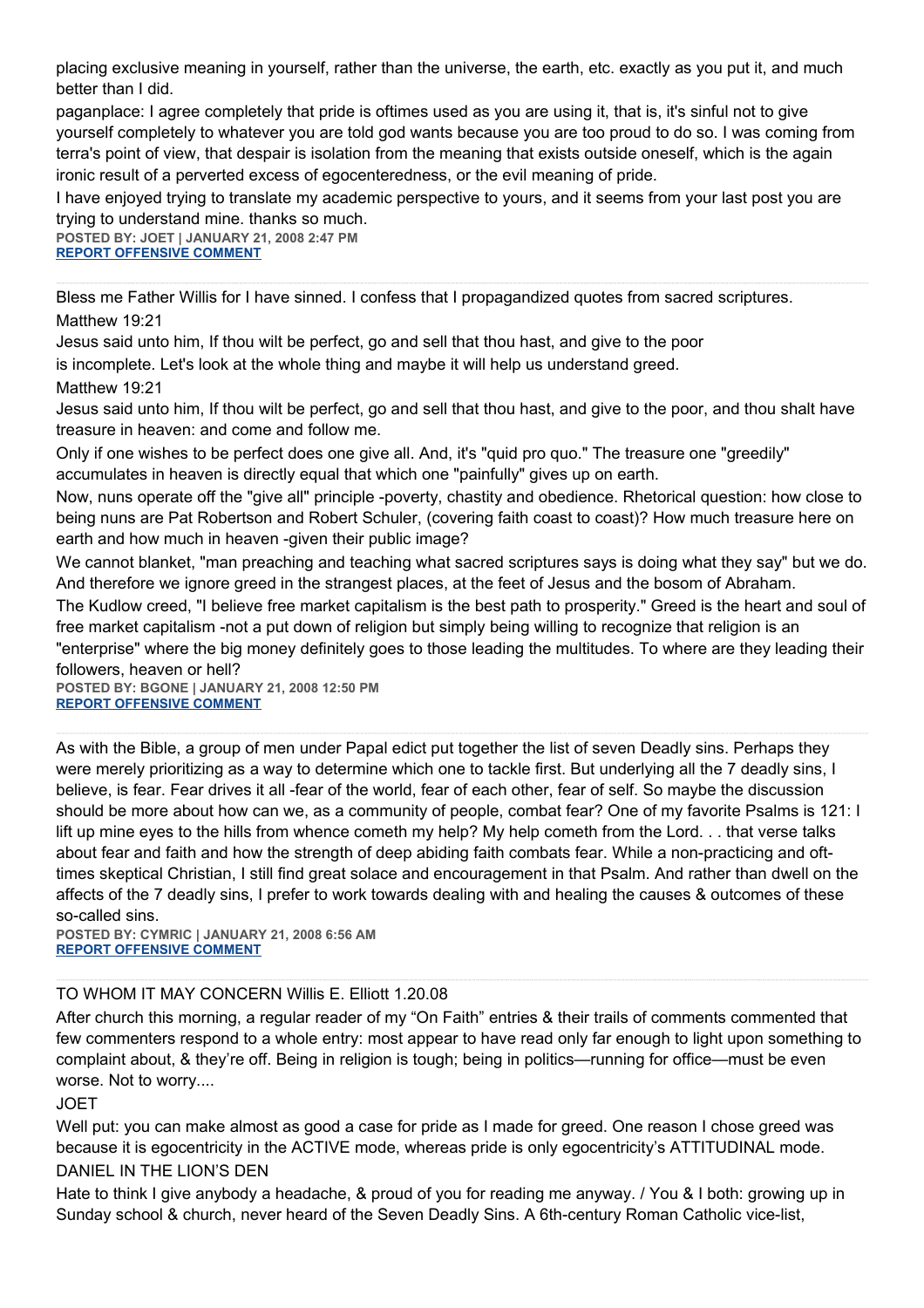placing exclusive meaning in yourself, rather than the universe, the earth, etc. exactly as you put it, and much better than I did.

paganplace: I agree completely that pride is oftimes used as you are using it, that is, it's sinful not to give yourself completely to whatever you are told god wants because you are too proud to do so. I was coming from terra's point of view, that despair is isolation from the meaning that exists outside oneself, which is the again ironic result of a perverted excess of egocenteredness, or the evil meaning of pride.

I have enjoyed trying to translate my academic perspective to yours, and it seems from your last post you are trying to understand mine. thanks so much.

**POSTED BY: JOET | JANUARY 21, 2008 2:47 PM**
**REPORT OFFENSIVE COMMENT**

---

Bless me Father Willis for I have sinned. I confess that I propagandized quotes from sacred scriptures.

Matthew 19:21

Jesus said unto him, If thou wilt be perfect, go and sell that thou hast, and give to the poor

is incomplete. Let's look at the whole thing and maybe it will help us understand greed.

Matthew 19:21

Jesus said unto him, If thou wilt be perfect, go and sell that thou hast, and give to the poor, and thou shalt have treasure in heaven: and come and follow me.

Only if one wishes to be perfect does one give all. And, it's "quid pro quo." The treasure one "greedily" accumulates in heaven is directly equal that which one "painfully" gives up on earth.

Now, nuns operate off the "give all" principle -poverty, chastity and obedience. Rhetorical question: how close to being nuns are Pat Robertson and Robert Schuler, (covering faith coast to coast)? How much treasure here on earth and how much in heaven -given their public image?

We cannot blanket, "man preaching and teaching what sacred scriptures says is doing what they say" but we do. And therefore we ignore greed in the strangest places, at the feet of Jesus and the bosom of Abraham.

The Kudlow creed, "I believe free market capitalism is the best path to prosperity." Greed is the heart and soul of free market capitalism -not a put down of religion but simply being willing to recognize that religion is an "enterprise" where the big money definitely goes to those leading the multitudes. To where are they leading their followers, heaven or hell?

**POSTED BY: BGONE | JANUARY 21, 2008 12:50 PM**
**REPORT OFFENSIVE COMMENT**

---

As with the Bible, a group of men under Papal edict put together the list of seven Deadly sins. Perhaps they were merely prioritizing as a way to determine which one to tackle first. But underlying all the 7 deadly sins, I believe, is fear. Fear drives it all -fear of the world, fear of each other, fear of self. So maybe the discussion should be more about how can we, as a community of people, combat fear? One of my favorite Psalms is 121: I lift up mine eyes to the hills from whence cometh my help? My help cometh from the Lord. . . that verse talks about fear and faith and how the strength of deep abiding faith combats fear. While a non-practicing and oft-times skeptical Christian, I still find great solace and encouragement in that Psalm. And rather than dwell on the affects of the 7 deadly sins, I prefer to work towards dealing with and healing the causes & outcomes of these so-called sins.

**POSTED BY: CYMRIC | JANUARY 21, 2008 6:56 AM**
**REPORT OFFENSIVE COMMENT**

---

TO WHOM IT MAY CONCERN Willis E. Elliott 1.20.08

After church this morning, a regular reader of my "On Faith" entries & their trails of comments commented that few commenters respond to a whole entry: most appear to have read only far enough to light upon something to complaint about, & they're off. Being in religion is tough; being in politics—running for office—must be even worse. Not to worry....

JOET

Well put: you can make almost as good a case for pride as I made for greed. One reason I chose greed was because it is egocentricity in the ACTIVE mode, whereas pride is only egocentricity's ATTITUDINAL mode.

DANIEL IN THE LION'S DEN

Hate to think I give anybody a headache, & proud of you for reading me anyway. / You & I both: growing up in Sunday school & church, never heard of the Seven Deadly Sins. A 6th-century Roman Catholic vice-list,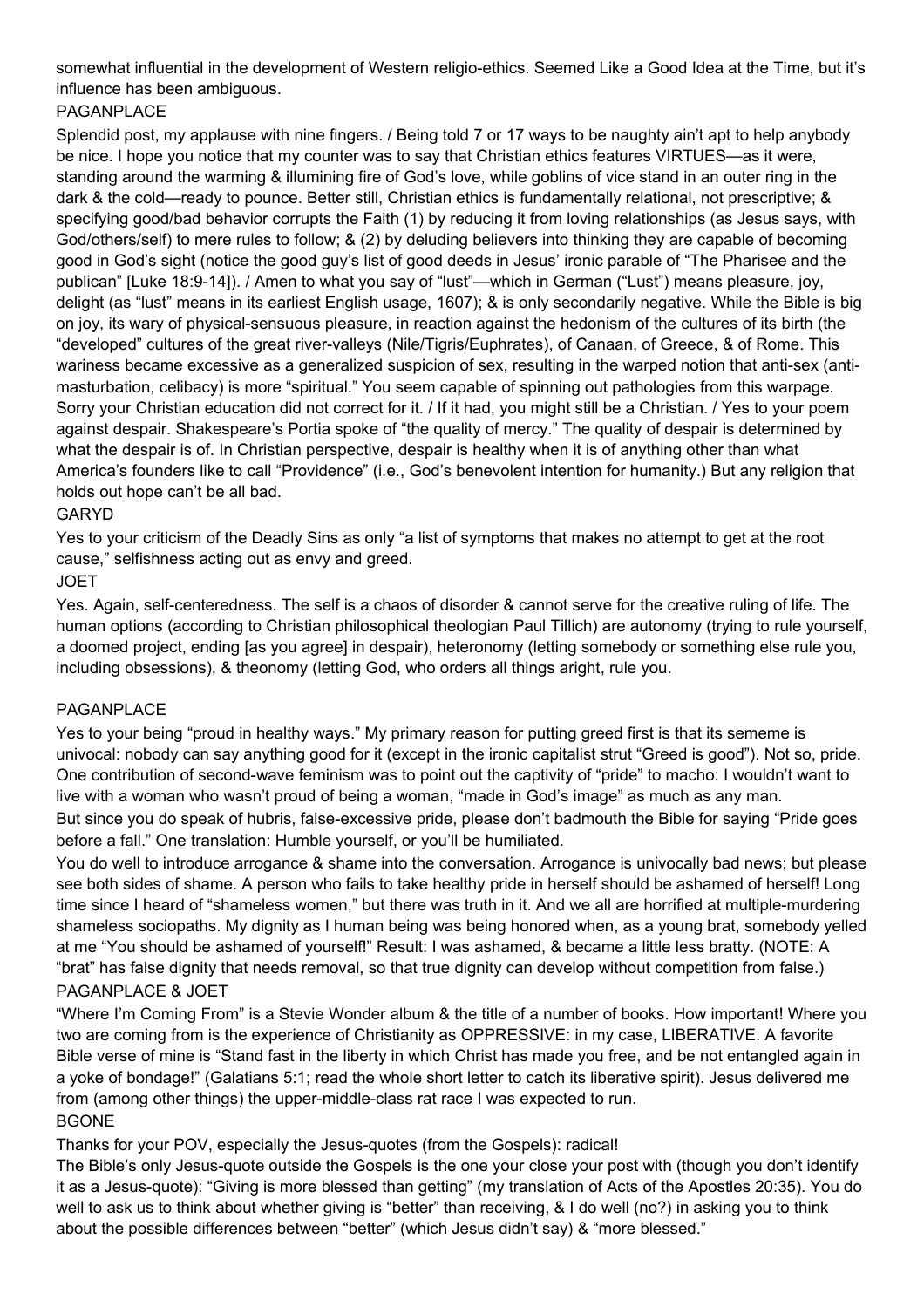somewhat influential in the development of Western religio-ethics. Seemed Like a Good Idea at the Time, but it's influence has been ambiguous.

PAGANPLACE

Splendid post, my applause with nine fingers. / Being told 7 or 17 ways to be naughty ain't apt to help anybody be nice. I hope you notice that my counter was to say that Christian ethics features VIRTUES—as it were, standing around the warming & illumining fire of God's love, while goblins of vice stand in an outer ring in the dark & the cold—ready to pounce. Better still, Christian ethics is fundamentally relational, not prescriptive; & specifying good/bad behavior corrupts the Faith (1) by reducing it from loving relationships (as Jesus says, with God/others/self) to mere rules to follow; & (2) by deluding believers into thinking they are capable of becoming good in God's sight (notice the good guy's list of good deeds in Jesus' ironic parable of "The Pharisee and the publican" [Luke 18:9-14]). / Amen to what you say of "lust"—which in German ("Lust") means pleasure, joy, delight (as "lust" means in its earliest English usage, 1607); & is only secondarily negative. While the Bible is big on joy, its wary of physical-sensuous pleasure, in reaction against the hedonism of the cultures of its birth (the "developed" cultures of the great river-valleys (Nile/Tigris/Euphrates), of Canaan, of Greece, & of Rome. This wariness became excessive as a generalized suspicion of sex, resulting in the warped notion that anti-sex (anti-masturbation, celibacy) is more "spiritual." You seem capable of spinning out pathologies from this warpage. Sorry your Christian education did not correct for it. / If it had, you might still be a Christian. / Yes to your poem against despair. Shakespeare's Portia spoke of "the quality of mercy." The quality of despair is determined by what the despair is of. In Christian perspective, despair is healthy when it is of anything other than what America's founders like to call "Providence" (i.e., God's benevolent intention for humanity.) But any religion that holds out hope can't be all bad.

GARYD

Yes to your criticism of the Deadly Sins as only "a list of symptoms that makes no attempt to get at the root cause," selfishness acting out as envy and greed.

JOET

Yes. Again, self-centeredness. The self is a chaos of disorder & cannot serve for the creative ruling of life. The human options (according to Christian philosophical theologian Paul Tillich) are autonomy (trying to rule yourself, a doomed project, ending [as you agree] in despair), heteronomy (letting somebody or something else rule you, including obsessions), & theonomy (letting God, who orders all things aright, rule you.

PAGANPLACE

Yes to your being "proud in healthy ways." My primary reason for putting greed first is that its sememe is univocal: nobody can say anything good for it (except in the ironic capitalist strut "Greed is good"). Not so, pride. One contribution of second-wave feminism was to point out the captivity of "pride" to macho: I wouldn't want to live with a woman who wasn't proud of being a woman, "made in God's image" as much as any man.

But since you do speak of hubris, false-excessive pride, please don't badmouth the Bible for saying "Pride goes before a fall." One translation: Humble yourself, or you'll be humiliated.

You do well to introduce arrogance & shame into the conversation. Arrogance is univocally bad news; but please see both sides of shame. A person who fails to take healthy pride in herself should be ashamed of herself! Long time since I heard of "shameless women," but there was truth in it. And we all are horrified at multiple-murdering shameless sociopaths. My dignity as I human being was being honored when, as a young brat, somebody yelled at me "You should be ashamed of yourself!" Result: I was ashamed, & became a little less bratty. (NOTE: A "brat" has false dignity that needs removal, so that true dignity can develop without competition from false.)

PAGANPLACE & JOET

"Where I'm Coming From" is a Stevie Wonder album & the title of a number of books. How important! Where you two are coming from is the experience of Christianity as OPPRESSIVE: in my case, LIBERATIVE. A favorite Bible verse of mine is "Stand fast in the liberty in which Christ has made you free, and be not entangled again in a yoke of bondage!" (Galatians 5:1; read the whole short letter to catch its liberative spirit). Jesus delivered me from (among other things) the upper-middle-class rat race I was expected to run.

BGONE

Thanks for your POV, especially the Jesus-quotes (from the Gospels): radical!

The Bible's only Jesus-quote outside the Gospels is the one your close your post with (though you don't identify it as a Jesus-quote): "Giving is more blessed than getting" (my translation of Acts of the Apostles 20:35). You do well to ask us to think about whether giving is "better" than receiving, & I do well (no?) in asking you to think about the possible differences between "better" (which Jesus didn't say) & "more blessed."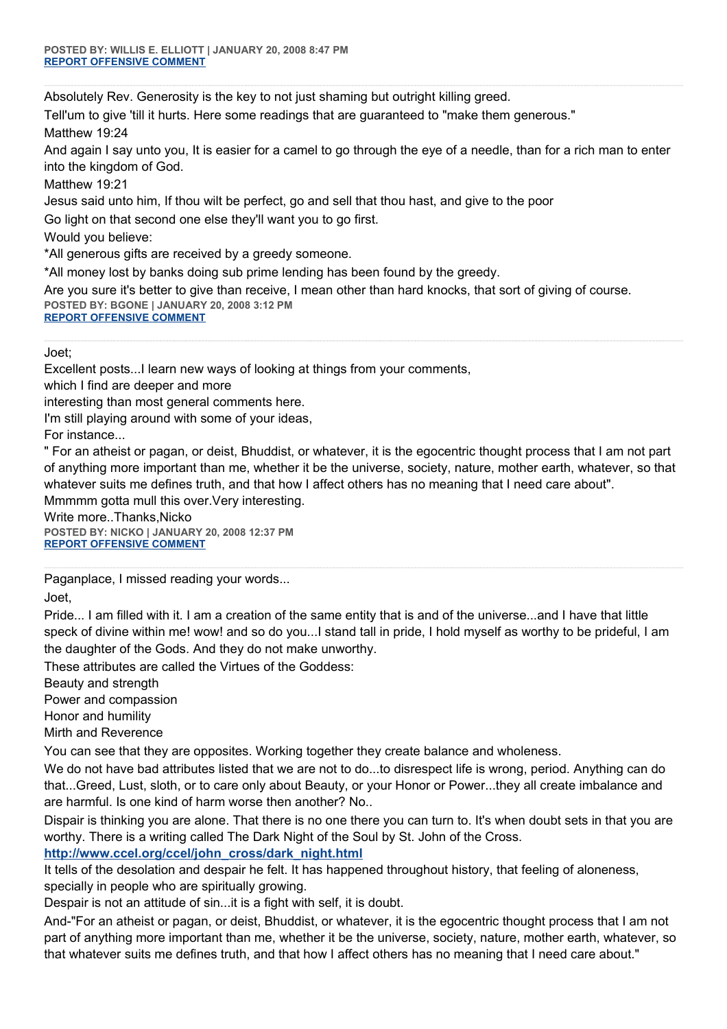**POSTED BY: WILLIS E. ELLIOTT | JANUARY 20, 2008 8:47 PM**
**REPORT OFFENSIVE COMMENT**

---

Absolutely Rev. Generosity is the key to not just shaming but outright killing greed.

Tell'um to give 'till it hurts. Here some readings that are guaranteed to "make them generous."

Matthew 19:24

And again I say unto you, It is easier for a camel to go through the eye of a needle, than for a rich man to enter into the kingdom of God.

Matthew 19:21

Jesus said unto him, If thou wilt be perfect, go and sell that thou hast, and give to the poor

Go light on that second one else they'll want you to go first.

Would you believe:

*All generous gifts are received by a greedy someone.

*All money lost by banks doing sub prime lending has been found by the greedy.

Are you sure it's better to give than receive, I mean other than hard knocks, that sort of giving of course.

**POSTED BY: BGONE | JANUARY 20, 2008 3:12 PM**
**REPORT OFFENSIVE COMMENT**

---

Joet;

Excellent posts...I learn new ways of looking at things from your comments,

which I find are deeper and more

interesting than most general comments here.

I'm still playing around with some of your ideas,

For instance...

" For an atheist or pagan, or deist, Bhuddist, or whatever, it is the egocentric thought process that I am not part of anything more important than me, whether it be the universe, society, nature, mother earth, whatever, so that whatever suits me defines truth, and that how I affect others has no meaning that I need care about".

Mmmmm gotta mull this over.Very interesting.

Write more..Thanks,Nicko

**POSTED BY: NICKO | JANUARY 20, 2008 12:37 PM**
**REPORT OFFENSIVE COMMENT**

---

Paganplace, I missed reading your words...

Joet,

Pride... I am filled with it. I am a creation of the same entity that is and of the universe...and I have that little speck of divine within me! wow! and so do you...I stand tall in pride, I hold myself as worthy to be prideful, I am the daughter of the Gods. And they do not make unworthy.

These attributes are called the Virtues of the Goddess:

Beauty and strength

Power and compassion

Honor and humility

Mirth and Reverence

You can see that they are opposites. Working together they create balance and wholeness.

We do not have bad attributes listed that we are not to do...to disrespect life is wrong, period. Anything can do that...Greed, Lust, sloth, or to care only about Beauty, or your Honor or Power...they all create imbalance and are harmful. Is one kind of harm worse then another? No..

Dispair is thinking you are alone. That there is no one there you can turn to. It's when doubt sets in that you are worthy. There is a writing called The Dark Night of the Soul by St. John of the Cross.

**http://www.ccel.org/ccel/john_cross/dark_night.html**

It tells of the desolation and despair he felt. It has happened throughout history, that feeling of aloneness, specially in people who are spiritually growing.

Despair is not an attitude of sin...it is a fight with self, it is doubt.

And-"For an atheist or pagan, or deist, Bhuddist, or whatever, it is the egocentric thought process that I am not part of anything more important than me, whether it be the universe, society, nature, mother earth, whatever, so that whatever suits me defines truth, and that how I affect others has no meaning that I need care about."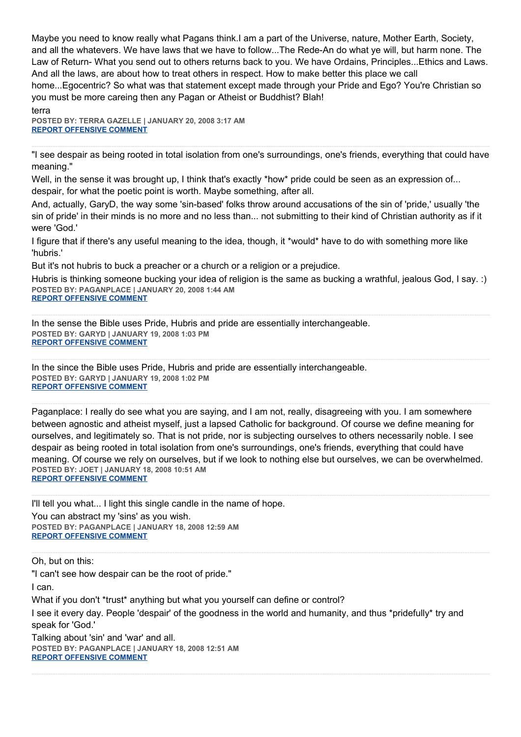Maybe you need to know really what Pagans think.I am a part of the Universe, nature, Mother Earth, Society, and all the whatevers. We have laws that we have to follow...The Rede-An do what ye will, but harm none. The Law of Return- What you send out to others returns back to you. We have Ordains, Principles...Ethics and Laws. And all the laws, are about how to treat others in respect. How to make better this place we call home...Egocentric? So what was that statement except made through your Pride and Ego? You're Christian so you must be more careing then any Pagan or Atheist or Buddhist? Blah!

terra

**POSTED BY: TERRA GAZELLE | JANUARY 20, 2008 3:17 AM**
**REPORT OFFENSIVE COMMENT**

---

"I see despair as being rooted in total isolation from one's surroundings, one's friends, everything that could have meaning."

Well, in the sense it was brought up, I think that's exactly *how* pride could be seen as an expression of... despair, for what the poetic point is worth. Maybe something, after all.

And, actually, GaryD, the way some 'sin-based' folks throw around accusations of the sin of 'pride,' usually 'the sin of pride' in their minds is no more and no less than... not submitting to their kind of Christian authority as if it were 'God.'

I figure that if there's any useful meaning to the idea, though, it *would* have to do with something more like 'hubris.'

But it's not hubris to buck a preacher or a church or a religion or a prejudice.

Hubris is thinking someone bucking your idea of religion is the same as bucking a wrathful, jealous God, I say. :)

**POSTED BY: PAGANPLACE | JANUARY 20, 2008 1:44 AM**
**REPORT OFFENSIVE COMMENT**

---

In the sense the Bible uses Pride, Hubris and pride are essentially interchangeable.

**POSTED BY: GARYD | JANUARY 19, 2008 1:03 PM**
**REPORT OFFENSIVE COMMENT**

---

In the since the Bible uses Pride, Hubris and pride are essentially interchangeable.

**POSTED BY: GARYD | JANUARY 19, 2008 1:02 PM**
**REPORT OFFENSIVE COMMENT**

---

Paganplace: I really do see what you are saying, and I am not, really, disagreeing with you. I am somewhere between agnostic and atheist myself, just a lapsed Catholic for background. Of course we define meaning for ourselves, and legitimately so. That is not pride, nor is subjecting ourselves to others necessarily noble. I see despair as being rooted in total isolation from one's surroundings, one's friends, everything that could have meaning. Of course we rely on ourselves, but if we look to nothing else but ourselves, we can be overwhelmed.

**POSTED BY: JOET | JANUARY 18, 2008 10:51 AM**
**REPORT OFFENSIVE COMMENT**

---

I'll tell you what... I light this single candle in the name of hope.

You can abstract my 'sins' as you wish.

**POSTED BY: PAGANPLACE | JANUARY 18, 2008 12:59 AM**
**REPORT OFFENSIVE COMMENT**

---

Oh, but on this:

"I can't see how despair can be the root of pride."

I can.

What if you don't *trust* anything but what you yourself can define or control?

I see it every day. People 'despair' of the goodness in the world and humanity, and thus *pridefully* try and speak for 'God.'

Talking about 'sin' and 'war' and all.

**POSTED BY: PAGANPLACE | JANUARY 18, 2008 12:51 AM**
**REPORT OFFENSIVE COMMENT**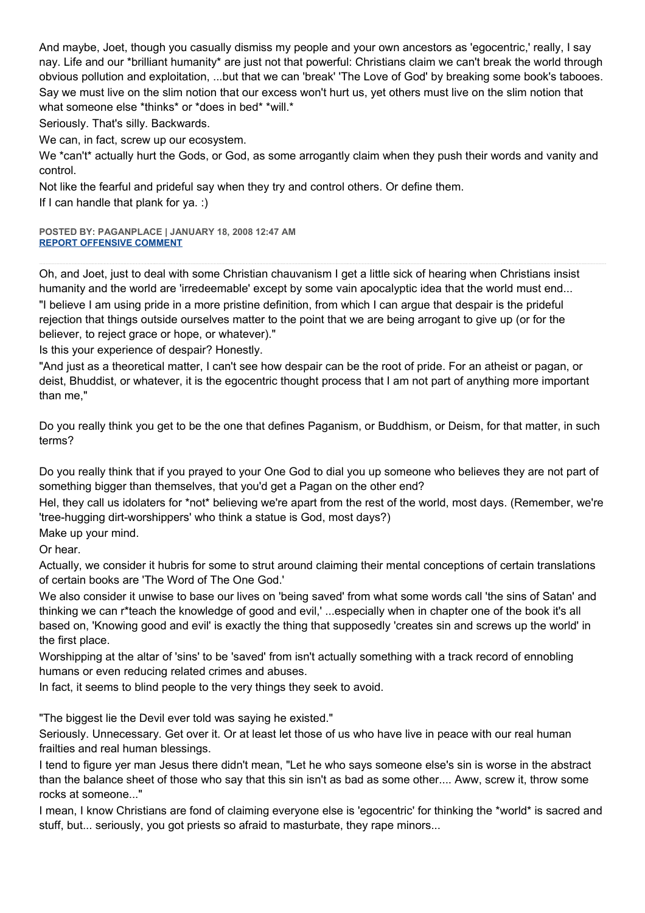And maybe, Joet, though you casually dismiss my people and your own ancestors as 'egocentric,' really, I say nay. Life and our *brilliant humanity* are just not that powerful: Christians claim we can't break the world through obvious pollution and exploitation, ...but that we can 'break' 'The Love of God' by breaking some book's tabooes. Say we must live on the slim notion that our excess won't hurt us, yet others must live on the slim notion that what someone else *thinks* or *does in bed* *will.*

Seriously. That's silly. Backwards.

We can, in fact, screw up our ecosystem.

We *can't* actually hurt the Gods, or God, as some arrogantly claim when they push their words and vanity and control.

Not like the fearful and prideful say when they try and control others. Or define them.

If I can handle that plank for ya. :)

**POSTED BY: PAGANPLACE | JANUARY 18, 2008 12:47 AM**
**REPORT OFFENSIVE COMMENT**

---

Oh, and Joet, just to deal with some Christian chauvanism I get a little sick of hearing when Christians insist humanity and the world are 'irredeemable' except by some vain apocalyptic idea that the world must end...

"I believe I am using pride in a more pristine definition, from which I can argue that despair is the prideful rejection that things outside ourselves matter to the point that we are being arrogant to give up (or for the believer, to reject grace or hope, or whatever)."

Is this your experience of despair? Honestly.

"And just as a theoretical matter, I can't see how despair can be the root of pride. For an atheist or pagan, or deist, Bhuddist, or whatever, it is the egocentric thought process that I am not part of anything more important than me,"

Do you really think you get to be the one that defines Paganism, or Buddhism, or Deism, for that matter, in such terms?

Do you really think that if you prayed to your One God to dial you up someone who believes they are not part of something bigger than themselves, that you'd get a Pagan on the other end?

Hel, they call us idolaters for *not* believing we're apart from the rest of the world, most days. (Remember, we're 'tree-hugging dirt-worshippers' who think a statue is God, most days?)

Make up your mind.

Or hear.

Actually, we consider it hubris for some to strut around claiming their mental conceptions of certain translations of certain books are 'The Word of The One God.'

We also consider it unwise to base our lives on 'being saved' from what some words call 'the sins of Satan' and thinking we can r*teach the knowledge of good and evil,' ...especially when in chapter one of the book it's all based on, 'Knowing good and evil' is exactly the thing that supposedly 'creates sin and screws up the world' in the first place.

Worshipping at the altar of 'sins' to be 'saved' from isn't actually something with a track record of ennobling humans or even reducing related crimes and abuses.

In fact, it seems to blind people to the very things they seek to avoid.

"The biggest lie the Devil ever told was saying he existed."

Seriously. Unnecessary. Get over it. Or at least let those of us who have live in peace with our real human frailties and real human blessings.

I tend to figure yer man Jesus there didn't mean, "Let he who says someone else's sin is worse in the abstract than the balance sheet of those who say that this sin isn't as bad as some other.... Aww, screw it, throw some rocks at someone..."

I mean, I know Christians are fond of claiming everyone else is 'egocentric' for thinking the *world* is sacred and stuff, but... seriously, you got priests so afraid to masturbate, they rape minors...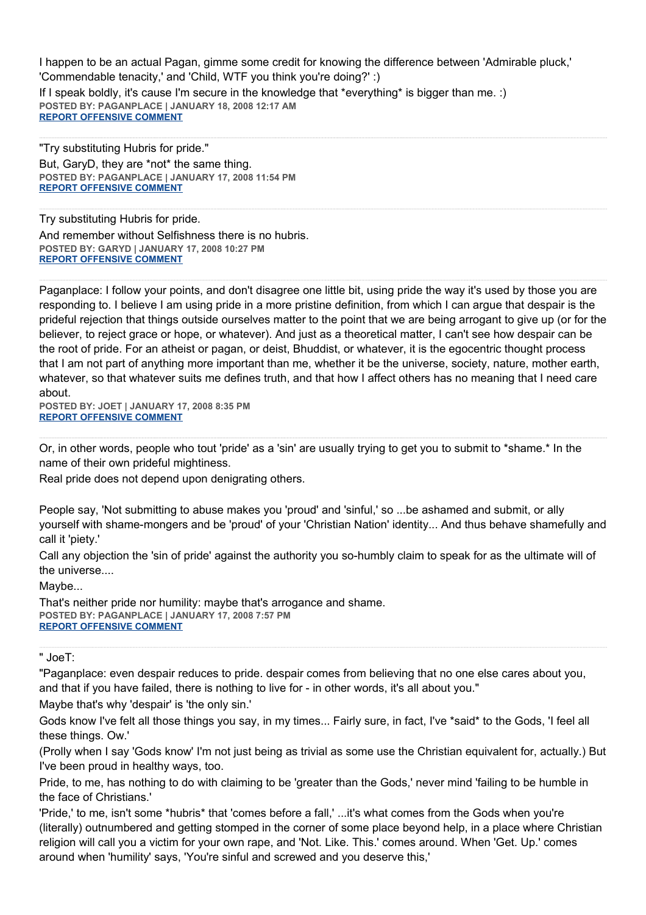I happen to be an actual Pagan, gimme some credit for knowing the difference between 'Admirable pluck,' 'Commendable tenacity,' and 'Child, WTF you think you're doing?' :)

If I speak boldly, it's cause I'm secure in the knowledge that *everything* is bigger than me. :)

**POSTED BY: PAGANPLACE | JANUARY 18, 2008 12:17 AM**
**REPORT OFFENSIVE COMMENT**

---

"Try substituting Hubris for pride."

But, GaryD, they are *not* the same thing.

**POSTED BY: PAGANPLACE | JANUARY 17, 2008 11:54 PM**
**REPORT OFFENSIVE COMMENT**

---

Try substituting Hubris for pride.

And remember without Selfishness there is no hubris.

**POSTED BY: GARYD | JANUARY 17, 2008 10:27 PM**
**REPORT OFFENSIVE COMMENT**

---

Paganplace: I follow your points, and don't disagree one little bit, using pride the way it's used by those you are responding to. I believe I am using pride in a more pristine definition, from which I can argue that despair is the prideful rejection that things outside ourselves matter to the point that we are being arrogant to give up (or for the believer, to reject grace or hope, or whatever). And just as a theoretical matter, I can't see how despair can be the root of pride. For an atheist or pagan, or deist, Bhuddist, or whatever, it is the egocentric thought process that I am not part of anything more important than me, whether it be the universe, society, nature, mother earth, whatever, so that whatever suits me defines truth, and that how I affect others has no meaning that I need care about.

**POSTED BY: JOET | JANUARY 17, 2008 8:35 PM**
**REPORT OFFENSIVE COMMENT**

---

Or, in other words, people who tout 'pride' as a 'sin' are usually trying to get you to submit to *shame.* In the name of their own prideful mightiness.

Real pride does not depend upon denigrating others.

People say, 'Not submitting to abuse makes you 'proud' and 'sinful,' so ...be ashamed and submit, or ally yourself with shame-mongers and be 'proud' of your 'Christian Nation' identity... And thus behave shamefully and call it 'piety.'

Call any objection the 'sin of pride' against the authority you so-humbly claim to speak for as the ultimate will of the universe....

Maybe...

That's neither pride nor humility: maybe that's arrogance and shame.

**POSTED BY: PAGANPLACE | JANUARY 17, 2008 7:57 PM**
**REPORT OFFENSIVE COMMENT**

---

" JoeT:

"Paganplace: even despair reduces to pride. despair comes from believing that no one else cares about you, and that if you have failed, there is nothing to live for - in other words, it's all about you."

Maybe that's why 'despair' is 'the only sin.'

Gods know I've felt all those things you say, in my times... Fairly sure, in fact, I've *said* to the Gods, 'I feel all these things. Ow.'

(Prolly when I say 'Gods know' I'm not just being as trivial as some use the Christian equivalent for, actually.) But I've been proud in healthy ways, too.

Pride, to me, has nothing to do with claiming to be 'greater than the Gods,' never mind 'failing to be humble in the face of Christians.'

'Pride,' to me, isn't some *hubris* that 'comes before a fall,' ...it's what comes from the Gods when you're (literally) outnumbered and getting stomped in the corner of some place beyond help, in a place where Christian religion will call you a victim for your own rape, and 'Not. Like. This.' comes around. When 'Get. Up.' comes around when 'humility' says, 'You're sinful and screwed and you deserve this,'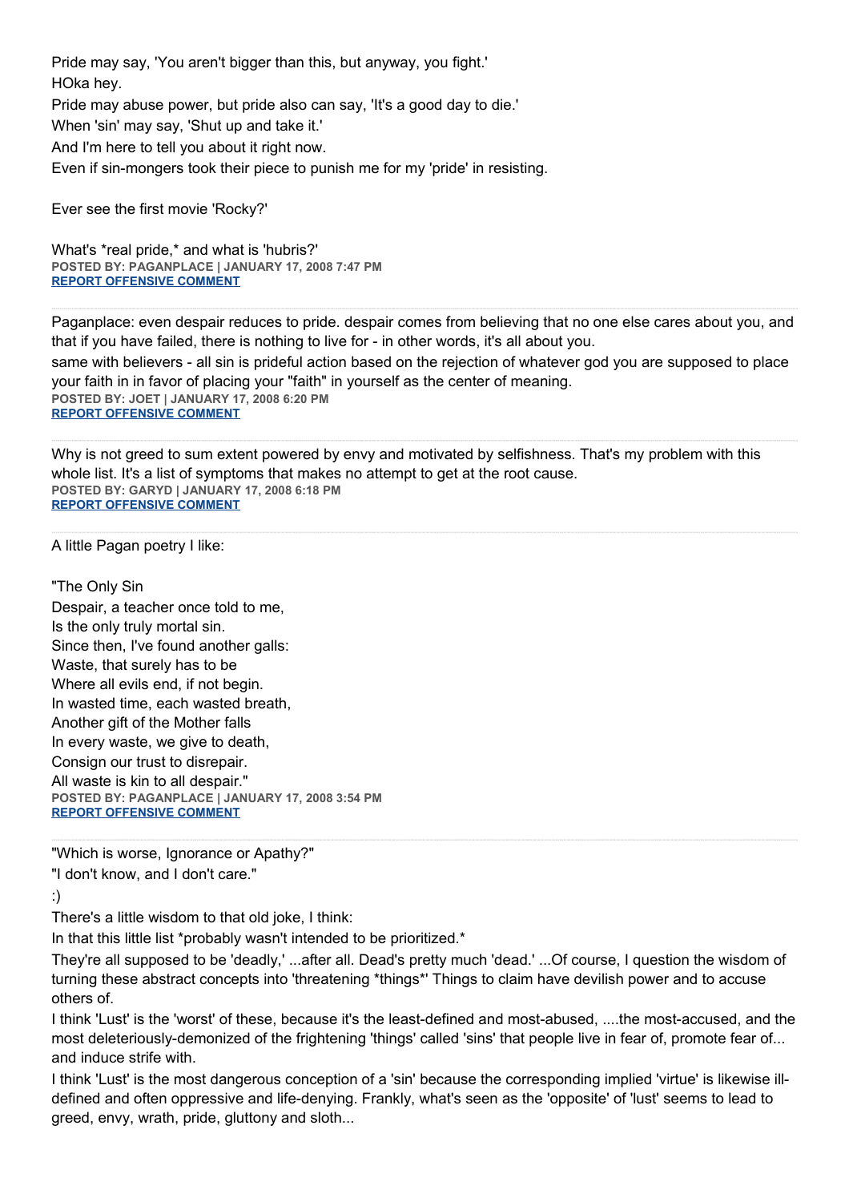Pride may say, 'You aren't bigger than this, but anyway, you fight.'
HOka hey.
Pride may abuse power, but pride also can say, 'It's a good day to die.'
When 'sin' may say, 'Shut up and take it.'
And I'm here to tell you about it right now.
Even if sin-mongers took their piece to punish me for my 'pride' in resisting.

Ever see the first movie 'Rocky?'

What's *real pride,* and what is 'hubris?'
**POSTED BY: PAGANPLACE | JANUARY 17, 2008 7:47 PM**
**REPORT OFFENSIVE COMMENT**

---

Paganplace: even despair reduces to pride. despair comes from believing that no one else cares about you, and that if you have failed, there is nothing to live for - in other words, it's all about you.
same with believers - all sin is prideful action based on the rejection of whatever god you are supposed to place your faith in in favor of placing your "faith" in yourself as the center of meaning.
**POSTED BY: JOET | JANUARY 17, 2008 6:20 PM**
**REPORT OFFENSIVE COMMENT**

---

Why is not greed to sum extent powered by envy and motivated by selfishness. That's my problem with this whole list. It's a list of symptoms that makes no attempt to get at the root cause.
**POSTED BY: GARYD | JANUARY 17, 2008 6:18 PM**
**REPORT OFFENSIVE COMMENT**

---

A little Pagan poetry I like:

"The Only Sin
Despair, a teacher once told to me,
Is the only truly mortal sin.
Since then, I've found another galls:
Waste, that surely has to be
Where all evils end, if not begin.
In wasted time, each wasted breath,
Another gift of the Mother falls
In every waste, we give to death,
Consign our trust to disrepair.
All waste is kin to all despair."
**POSTED BY: PAGANPLACE | JANUARY 17, 2008 3:54 PM**
**REPORT OFFENSIVE COMMENT**

---

"Which is worse, Ignorance or Apathy?"
"I don't know, and I don't care."
:)
There's a little wisdom to that old joke, I think:
In that this little list *probably wasn't intended to be prioritized.*
They're all supposed to be 'deadly,' ...after all. Dead's pretty much 'dead.' ...Of course, I question the wisdom of turning these abstract concepts into 'threatening *things*' Things to claim have devilish power and to accuse others of.
I think 'Lust' is the 'worst' of these, because it's the least-defined and most-abused, ....the most-accused, and the most deleteriously-demonized of the frightening 'things' called 'sins' that people live in fear of, promote fear of... and induce strife with.
I think 'Lust' is the most dangerous conception of a 'sin' because the corresponding implied 'virtue' is likewise ill-defined and often oppressive and life-denying. Frankly, what's seen as the 'opposite' of 'lust' seems to lead to greed, envy, wrath, pride, gluttony and sloth...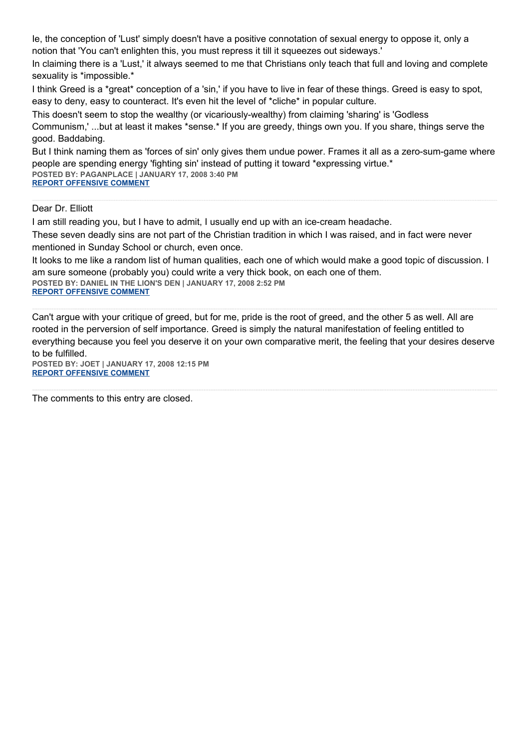Ie, the conception of 'Lust' simply doesn't have a positive connotation of sexual energy to oppose it, only a notion that 'You can't enlighten this, you must repress it till it squeezes out sideways.'

In claiming there is a 'Lust,' it always seemed to me that Christians only teach that full and loving and complete sexuality is *impossible.*

I think Greed is a *great* conception of a 'sin,' if you have to live in fear of these things. Greed is easy to spot, easy to deny, easy to counteract. It's even hit the level of *cliche* in popular culture.

This doesn't seem to stop the wealthy (or vicariously-wealthy) from claiming 'sharing' is 'Godless Communism,' ...but at least it makes *sense.* If you are greedy, things own you. If you share, things serve the good. Baddabing.

But I think naming them as 'forces of sin' only gives them undue power. Frames it all as a zero-sum-game where people are spending energy 'fighting sin' instead of putting it toward *expressing virtue.*

**POSTED BY: PAGANPLACE | JANUARY 17, 2008 3:40 PM**
**REPORT OFFENSIVE COMMENT**

---

Dear Dr. Elliott

I am still reading you, but I have to admit, I usually end up with an ice-cream headache.

These seven deadly sins are not part of the Christian tradition in which I was raised, and in fact were never mentioned in Sunday School or church, even once.

It looks to me like a random list of human qualities, each one of which would make a good topic of discussion. I am sure someone (probably you) could write a very thick book, on each one of them.

**POSTED BY: DANIEL IN THE LION'S DEN | JANUARY 17, 2008 2:52 PM**
**REPORT OFFENSIVE COMMENT**

---

Can't argue with your critique of greed, but for me, pride is the root of greed, and the other 5 as well. All are rooted in the perversion of self importance. Greed is simply the natural manifestation of feeling entitled to everything because you feel you deserve it on your own comparative merit, the feeling that your desires deserve to be fulfilled.

**POSTED BY: JOET | JANUARY 17, 2008 12:15 PM**
**REPORT OFFENSIVE COMMENT**

---

The comments to this entry are closed.